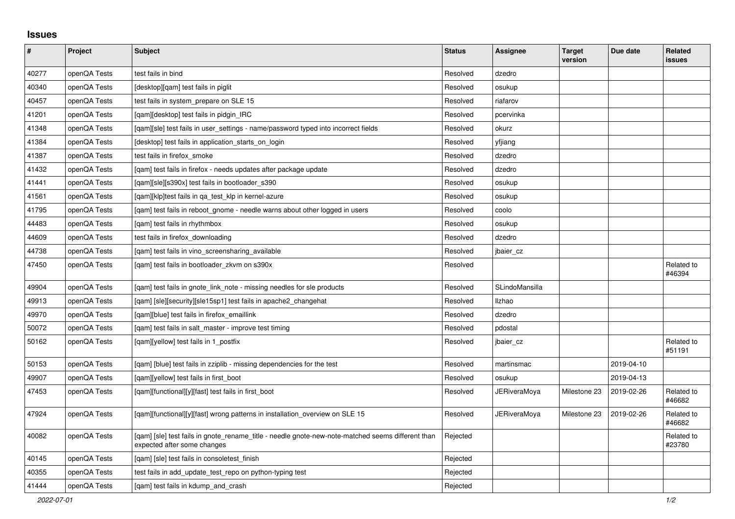# Issues

| # | Project | Subject | Status | Assignee | Target version | Due date | Related issues |
|---|---|---|---|---|---|---|---|
| 40277 | openQA Tests | test fails in bind | Resolved | dzedro | | | |
| 40340 | openQA Tests | [desktop][qam] test fails in piglit | Resolved | osukup | | | |
| 40457 | openQA Tests | test fails in system_prepare on SLE 15 | Resolved | riafarov | | | |
| 41201 | openQA Tests | [qam][desktop] test fails in pidgin_IRC | Resolved | pcervinka | | | |
| 41348 | openQA Tests | [qam][sle] test fails in user_settings - name/password typed into incorrect fields | Resolved | okurz | | | |
| 41384 | openQA Tests | [desktop] test fails in application_starts_on_login | Resolved | yfjiang | | | |
| 41387 | openQA Tests | test fails in firefox_smoke | Resolved | dzedro | | | |
| 41432 | openQA Tests | [qam] test fails in firefox - needs updates after package update | Resolved | dzedro | | | |
| 41441 | openQA Tests | [qam][sle][s390x] test fails in bootloader_s390 | Resolved | osukup | | | |
| 41561 | openQA Tests | [qam][klp]test fails in qa_test_klp in kernel-azure | Resolved | osukup | | | |
| 41795 | openQA Tests | [qam] test fails in reboot_gnome - needle warns about other logged in users | Resolved | coolo | | | |
| 44483 | openQA Tests | [qam] test fails in rhythmbox | Resolved | osukup | | | |
| 44609 | openQA Tests | test fails in firefox_downloading | Resolved | dzedro | | | |
| 44738 | openQA Tests | [qam] test fails in vino_screensharing_available | Resolved | jbaier_cz | | | |
| 47450 | openQA Tests | [qam] test fails in bootloader_zkvm on s390x | Resolved | | | | Related to #46394 |
| 49904 | openQA Tests | [qam] test fails in gnote_link_note - missing needles for sle products | Resolved | SLindoMansilla | | | |
| 49913 | openQA Tests | [qam] [sle][security][sle15sp1] test fails in apache2_changehat | Resolved | llzhao | | | |
| 49970 | openQA Tests | [qam][blue] test fails in firefox_emaillink | Resolved | dzedro | | | |
| 50072 | openQA Tests | [qam] test fails in salt_master - improve test timing | Resolved | pdostal | | | |
| 50162 | openQA Tests | [qam][yellow] test fails in 1_postfix | Resolved | jbaier_cz | | | Related to #51191 |
| 50153 | openQA Tests | [qam] [blue] test fails in zziplib - missing dependencies for the test | Resolved | martinsmac | | 2019-04-10 | |
| 49907 | openQA Tests | [qam][yellow] test fails in first_boot | Resolved | osukup | | 2019-04-13 | |
| 47453 | openQA Tests | [qam][functional][y][fast] test fails in first_boot | Resolved | JERiveraMoya | Milestone 23 | 2019-02-26 | Related to #46682 |
| 47924 | openQA Tests | [qam][functional][y][fast] wrong patterns in installation_overview on SLE 15 | Resolved | JERiveraMoya | Milestone 23 | 2019-02-26 | Related to #46682 |
| 40082 | openQA Tests | [qam] [sle] test fails in gnote_rename_title - needle gnote-new-note-matched seems different than expected after some changes | Rejected | | | | Related to #23780 |
| 40145 | openQA Tests | [qam] [sle] test fails in consoletest_finish | Rejected | | | | |
| 40355 | openQA Tests | test fails in add_update_test_repo on python-typing test | Rejected | | | | |
| 41444 | openQA Tests | [qam] test fails in kdump_and_crash | Rejected | | | | |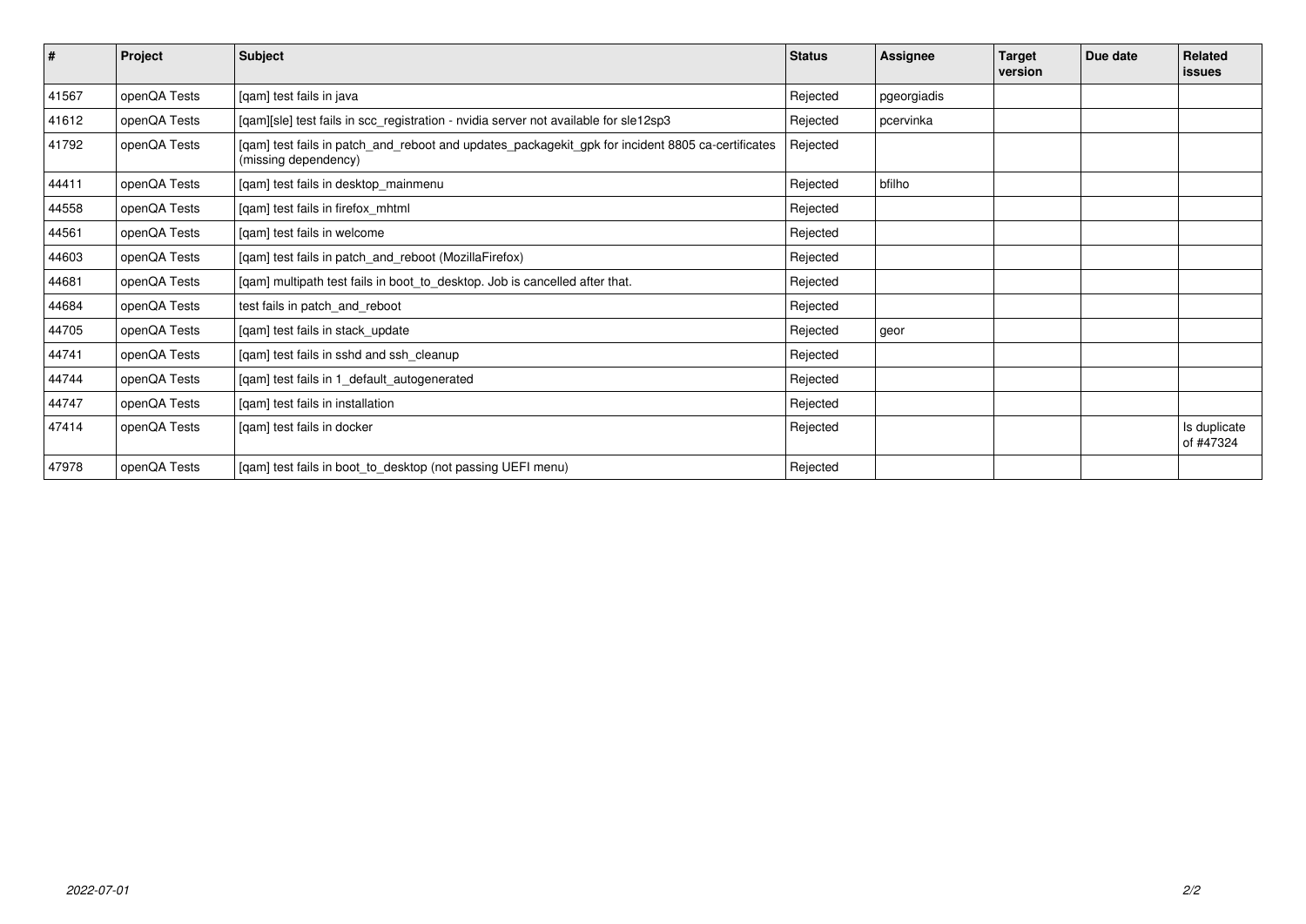| # | Project | Subject | Status | Assignee | Target version | Due date | Related issues |
|---|---|---|---|---|---|---|---|
| 41567 | openQA Tests | [qam] test fails in java | Rejected | pgeorgiadis | | | |
| 41612 | openQA Tests | [qam][sle] test fails in scc_registration - nvidia server not available for sle12sp3 | Rejected | pcervinka | | | |
| 41792 | openQA Tests | [qam] test fails in patch_and_reboot and updates_packagekit_gpk for incident 8805 ca-certificates (missing dependency) | Rejected | | | | |
| 44411 | openQA Tests | [qam] test fails in desktop_mainmenu | Rejected | bfilho | | | |
| 44558 | openQA Tests | [qam] test fails in firefox_mhtml | Rejected | | | | |
| 44561 | openQA Tests | [qam] test fails in welcome | Rejected | | | | |
| 44603 | openQA Tests | [qam] test fails in patch_and_reboot (MozillaFirefox) | Rejected | | | | |
| 44681 | openQA Tests | [qam] multipath test fails in boot_to_desktop. Job is cancelled after that. | Rejected | | | | |
| 44684 | openQA Tests | test fails in patch_and_reboot | Rejected | | | | |
| 44705 | openQA Tests | [qam] test fails in stack_update | Rejected | geor | | | |
| 44741 | openQA Tests | [qam] test fails in sshd and ssh_cleanup | Rejected | | | | |
| 44744 | openQA Tests | [qam] test fails in 1_default_autogenerated | Rejected | | | | |
| 44747 | openQA Tests | [qam] test fails in installation | Rejected | | | | |
| 47414 | openQA Tests | [qam] test fails in docker | Rejected | | | | Is duplicate of #47324 |
| 47978 | openQA Tests | [qam] test fails in boot_to_desktop (not passing UEFI menu) | Rejected | | | | |

*2022-07-01*